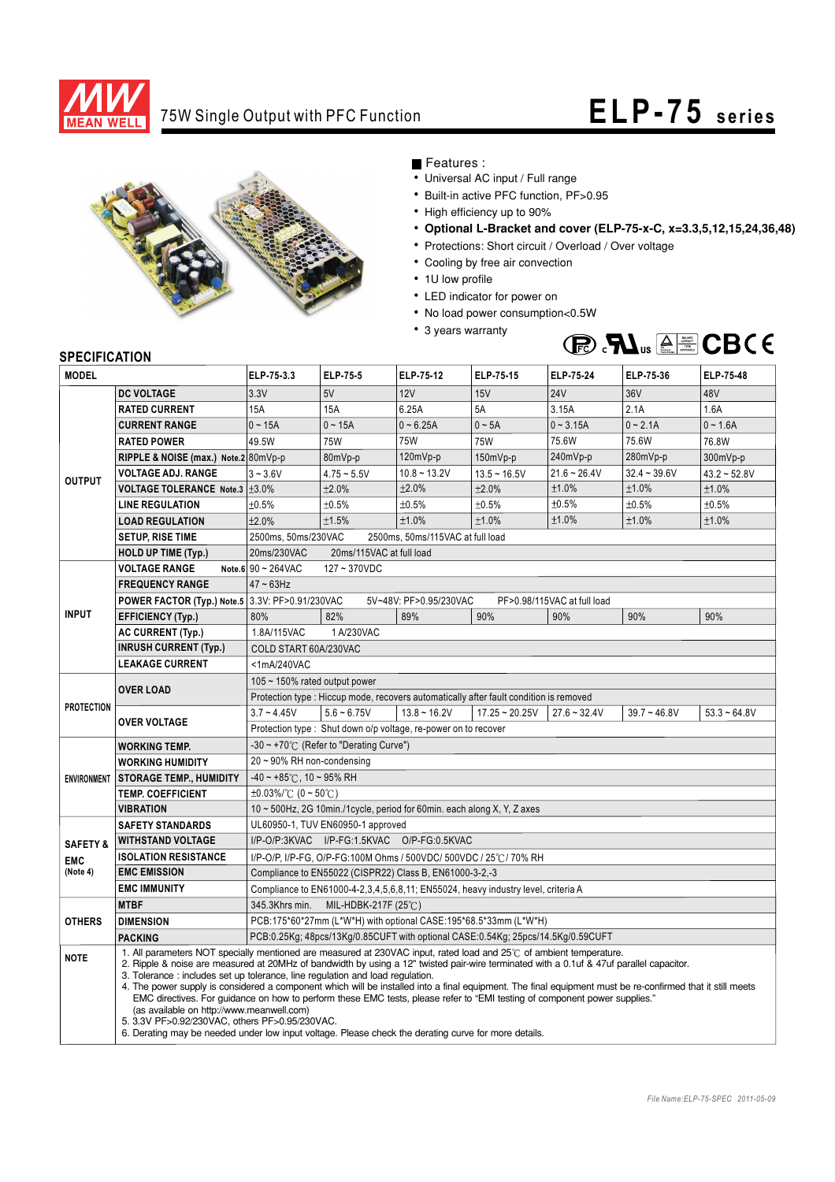# 75W Single Output with PFC Function

# ELP-75 series

■ Features :

- Universal AC input / Full range
- Built-in active PFC function, PF>0.95
- High efficiency up to 90%
- **Optional L-Bracket and cover (ELP-75-x-C, x=3.3,5,12,15,24,36,48)**
- Protections: Short circuit / Overload / Over voltage
- Cooling by free air convection
- 1U low profile
- LED indicator for power on
- No load power consumption<0.5W
- 3 years warranty

## SPECIFICATION

| MODEL | | ELP-75-3.3 | ELP-75-5 | ELP-75-12 | ELP-75-15 | ELP-75-24 | ELP-75-36 | ELP-75-48 |
|---|---|---|---|---|---|---|---|---|
| OUTPUT | DC VOLTAGE | 3.3V | 5V | 12V | 15V | 24V | 36V | 48V |
| | RATED CURRENT | 15A | 15A | 6.25A | 5A | 3.15A | 2.1A | 1.6A |
| | CURRENT RANGE | 0 ~ 15A | 0 ~ 15A | 0 ~ 6.25A | 0 ~ 5A | 0 ~ 3.15A | 0 ~ 2.1A | 0 ~ 1.6A |
| | RATED POWER | 49.5W | 75W | 75W | 75W | 75.6W | 75.6W | 76.8W |
| | RIPPLE & NOISE (max.) Note.2 | 80mVp-p | 80mVp-p | 120mVp-p | 150mVp-p | 240mVp-p | 280mVp-p | 300mVp-p |
| | VOLTAGE ADJ. RANGE | 3 ~ 3.6V | 4.75 ~ 5.5V | 10.8 ~ 13.2V | 13.5 ~ 16.5V | 21.6 ~ 26.4V | 32.4 ~ 39.6V | 43.2 ~ 52.8V |
| | VOLTAGE TOLERANCE Note.3 | ±3.0% | ±2.0% | ±2.0% | ±2.0% | ±1.0% | ±1.0% | ±1.0% |
| | LINE REGULATION | ±0.5% | ±0.5% | ±0.5% | ±0.5% | ±0.5% | ±0.5% | ±0.5% |
| | LOAD REGULATION | ±2.0% | ±1.5% | ±1.0% | ±1.0% | ±1.0% | ±1.0% | ±1.0% |
| | SETUP, RISE TIME | 2500ms, 50ms/230VAC 2500ms, 50ms/115VAC at full load | | | | | | |
| | HOLD UP TIME (Typ.) | 20ms/230VAC 20ms/115VAC at full load | | | | | | |
| INPUT | VOLTAGE RANGE Note.6 | 90 ~ 264VAC 127 ~ 370VDC | | | | | | |
| | FREQUENCY RANGE | 47 ~ 63Hz | | | | | | |
| | POWER FACTOR (Typ.) Note.5 | 3.3V: PF>0.91/230VAC 5V~48V: PF>0.95/230VAC PF>0.98/115VAC at full load | | | | | | |
| | EFFICIENCY (Typ.) | 80% | 82% | 89% | 90% | 90% | 90% | 90% |
| | AC CURRENT (Typ.) | 1.8A/115VAC 1 A/230VAC | | | | | | |
| | INRUSH CURRENT (Typ.) | COLD START 60A/230VAC | | | | | | |
| | LEAKAGE CURRENT | <1mA/240VAC | | | | | | |
| PROTECTION | OVER LOAD | 105 ~ 150% rated output power | | | | | | |
| | | Protection type : Hiccup mode, recovers automatically after fault condition is removed | | | | | | |
| | OVER VOLTAGE | 3.7 ~ 4.45V | 5.6 ~ 6.75V | 13.8 ~ 16.2V | 17.25 ~ 20.25V | 27.6 ~ 32.4V | 39.7 ~ 46.8V | 53.3 ~ 64.8V |
| | | Protection type : Shut down o/p voltage, re-power on to recover | | | | | | |
| ENVIRONMENT | WORKING TEMP. | -30 ~ +70℃ (Refer to "Derating Curve") | | | | | | |
| | WORKING HUMIDITY | 20 ~ 90% RH non-condensing | | | | | | |
| | STORAGE TEMP., HUMIDITY | -40 ~ +85℃, 10 ~ 95% RH | | | | | | |
| | TEMP. COEFFICIENT | ±0.03%/℃ (0 ~ 50℃) | | | | | | |
| | VIBRATION | 10 ~ 500Hz, 2G 10min./1cycle, period for 60min. each along X, Y, Z axes | | | | | | |
| SAFETY & EMC (Note 4) | SAFETY STANDARDS | UL60950-1, TUV EN60950-1 approved | | | | | | |
| | WITHSTAND VOLTAGE | I/P-O/P:3KVAC I/P-FG:1.5KVAC O/P-FG:0.5KVAC | | | | | | |
| | ISOLATION RESISTANCE | I/P-O/P, I/P-FG, O/P-FG:100M Ohms / 500VDC/ 500VDC / 25℃/ 70% RH | | | | | | |
| | EMC EMISSION | Compliance to EN55022 (CISPR22) Class B, EN61000-3-2,-3 | | | | | | |
| | EMC IMMUNITY | Compliance to EN61000-4-2,3,4,5,6,8,11; EN55024, heavy industry level, criteria A | | | | | | |
| OTHERS | MTBF | 345.3Khrs min. MIL-HDBK-217F (25℃) | | | | | | |
| | DIMENSION | PCB:175*60*27mm (L*W*H) with optional CASE:195*68.5*33mm (L*W*H) | | | | | | |
| | PACKING | PCB:0.25Kg; 48pcs/13Kg/0.85CUFT with optional CASE:0.54Kg; 25pcs/14.5Kg/0.59CUFT | | | | | | |

**NOTE**

1. All parameters NOT specially mentioned are measured at 230VAC input, rated load and 25℃ of ambient temperature.
2. Ripple & noise are measured at 20MHz of bandwidth by using a 12" twisted pair-wire terminated with a 0.1uf & 47uf parallel capacitor.
3. Tolerance : includes set up tolerance, line regulation and load regulation.
4. The power supply is considered a component which will be installed into a final equipment. The final equipment must be re-confirmed that it still meets EMC directives. For guidance on how to perform these EMC tests, please refer to "EMI testing of component power supplies." (as available on http://www.meanwell.com)
5. 3.3V PF>0.92/230VAC, others PF>0.95/230VAC.
6. Derating may be needed under low input voltage. Please check the derating curve for more details.

*File Name:ELP-75-SPEC 2011-05-09*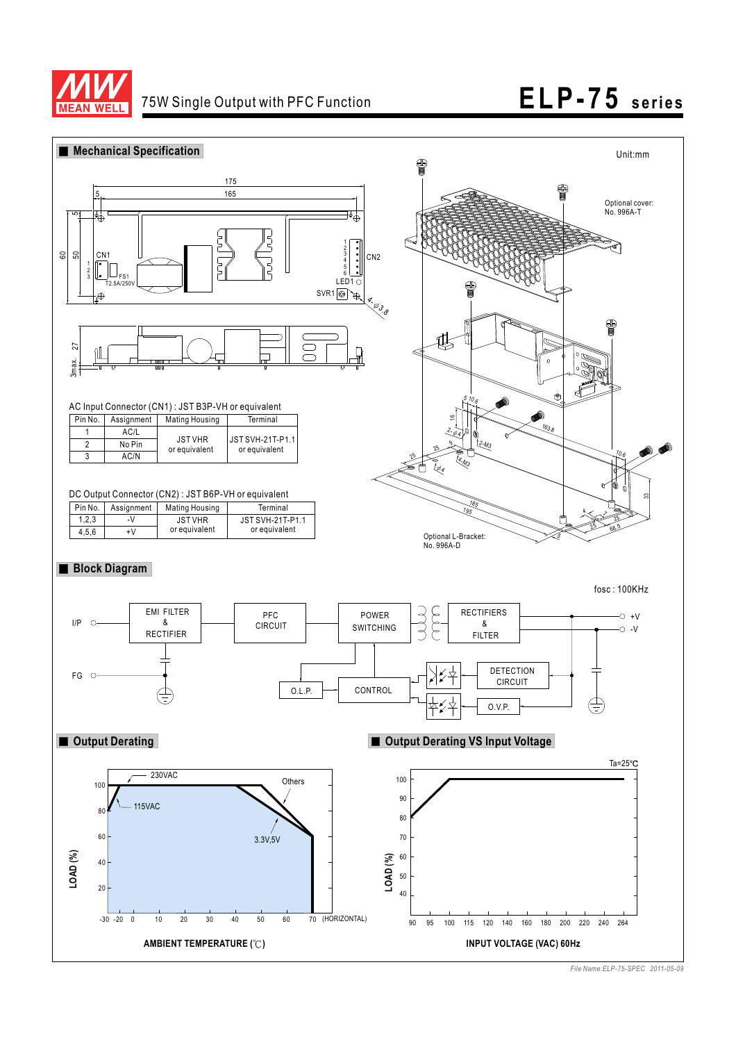75W Single Output with PFC Function

# ELP-75 series

## Mechanical Specification

Unit:mm

175
165
5
5
50
60
CN1
1
2
3
FS1
T2.5A/250V
1
2
3
4
5
6
CN2
LED1
SVR1
4-φ3.8
27
3max.

Optional cover: No. 996A-T

AC Input Connector (CN1) : JST B3P-VH or equivalent

| Pin No. | Assignment | Mating Housing | Terminal |
|---|---|---|---|
| 1 | AC/L | JST VHR or equivalent | JST SVH-21T-P1.1 or equivalent |
| 2 | No Pin | | |
| 3 | AC/N | | |

DC Output Connector (CN2) : JST B6P-VH or equivalent

| Pin No. | Assignment | Mating Housing | Terminal |
|---|---|---|---|
| 1,2,3 | -V | JST VHR or equivalent | JST SVH-21T-P1.1 or equivalent |
| 4,5,6 | +V | | |

5
10.6
16
2-φ4.4
2-M3
163.8
25
25
4-M3
φ4
10.6
185
195
33
4
25
25
68.5
5

Optional L-Bracket: No. 996A-D

## Block Diagram

fosc : 100KHz

I/P
FG
EMI FILTER & RECTIFIER
PFC CIRCUIT
POWER SWITCHING
RECTIFIERS & FILTER
+V
-V
O.L.P.
CONTROL
DETECTION CIRCUIT
O.V.P.

## Output Derating

230VAC
115VAC
Others
3.3V,5V
100
80
60
40
20
-30 -20 0 10 20 30 40 50 60 70 (HORIZONTAL)
LOAD (%)
AMBIENT TEMPERATURE (℃)

## Output Derating VS Input Voltage

Ta=25℃
100
90
80
70
60
50
40
90 95 100 115 120 140 160 180 200 220 240 264
LOAD (%)
INPUT VOLTAGE (VAC) 60Hz

File Name:ELP-75-SPEC 2011-05-09